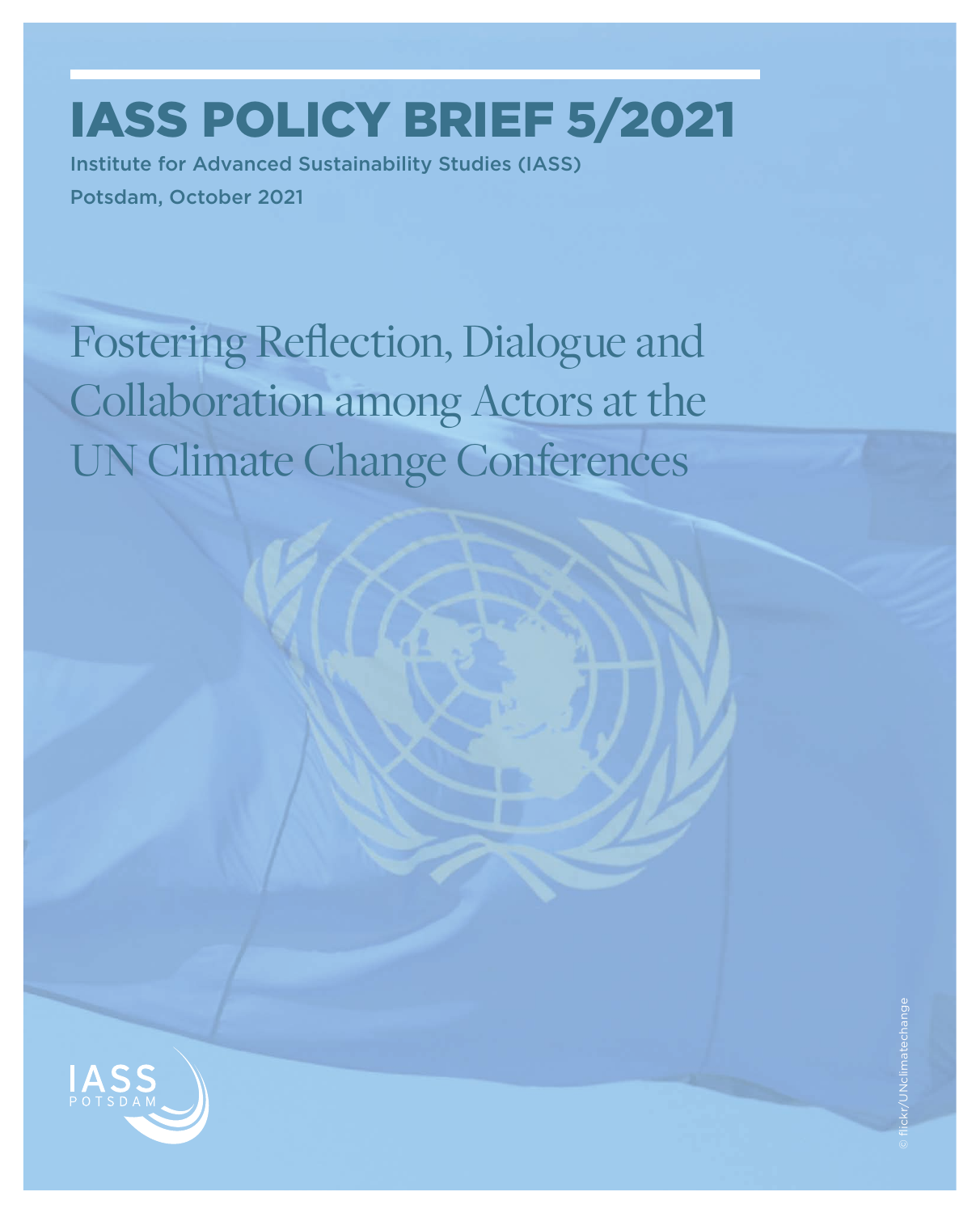# IASS POLICY BRIEF 5/2021

Institute for Advanced Sustainability Studies (IASS)

Potsdam, October 2021

## Fostering Reflection, Dialogue and Collaboration among Actors at the UN Climate Change Conferences

© flickr/UNclimatechange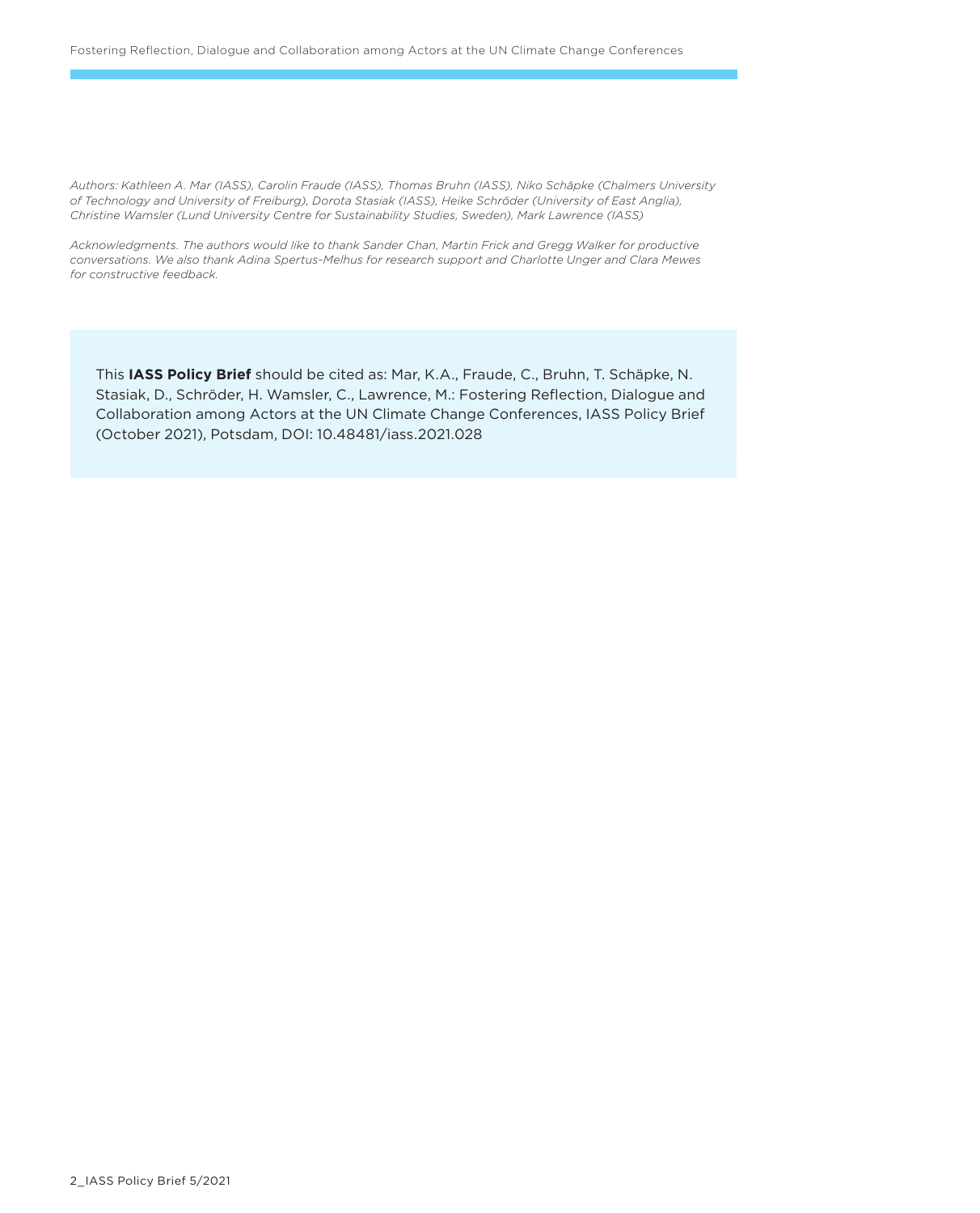*Authors: Kathleen A. Mar (IASS), Carolin Fraude (IASS), Thomas Bruhn (IASS), Niko Schäpke (Chalmers University of Technology and University of Freiburg), Dorota Stasiak (IASS), Heike Schröder (University of East Anglia), Christine Wamsler (Lund University Centre for Sustainability Studies, Sweden), Mark Lawrence (IASS)*

*Acknowledgments. The authors would like to thank Sander Chan, Martin Frick and Gregg Walker for productive conversations. We also thank Adina Spertus-Melhus for research support and Charlotte Unger and Clara Mewes for constructive feedback.*

This **IASS Policy Brief** should be cited as: Mar, K.A., Fraude, C., Bruhn, T. Schäpke, N. Stasiak, D., Schröder, H. Wamsler, C., Lawrence, M.: Fostering Reflection, Dialogue and Collaboration among Actors at the UN Climate Change Conferences, IASS Policy Brief (October 2021), Potsdam, DOI: 10.48481/iass.2021.028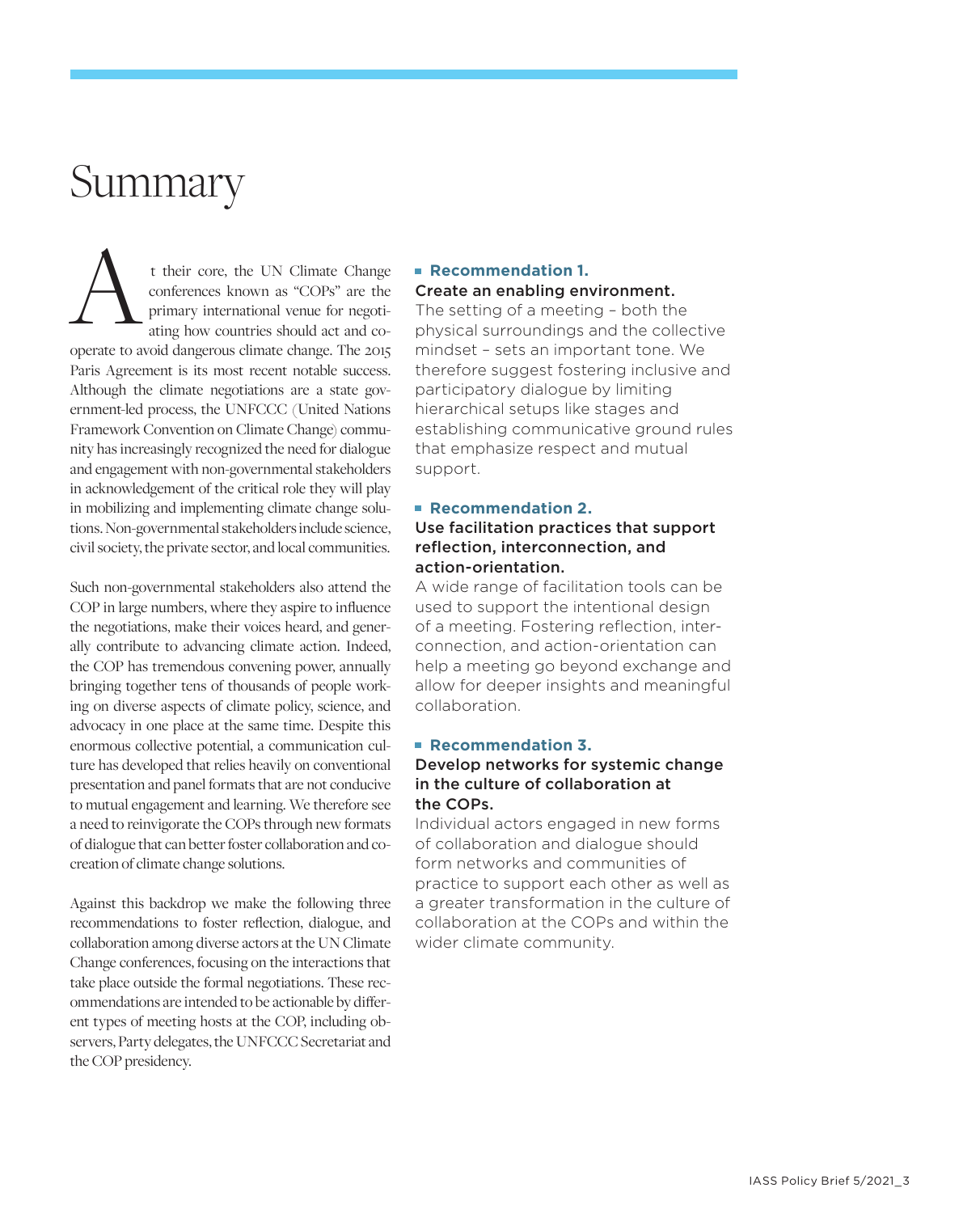# Summary

At their core, the UN Climate Change conferences known as "COPs" are the primary international venue for negotiating how countries should act and cooperate to avoid dangerous climate change. The 2015 Paris Agreement is its most recent notable success. Although the climate negotiations are a state government-led process, the UNFCCC (United Nations Framework Convention on Climate Change) community has increasingly recognized the need for dialogue and engagement with non-governmental stakeholders in acknowledgement of the critical role they will play in mobilizing and implementing climate change solutions. Non-governmental stakeholders include science, civil society, the private sector, and local communities.

Such non-governmental stakeholders also attend the COP in large numbers, where they aspire to influence the negotiations, make their voices heard, and generally contribute to advancing climate action. Indeed, the COP has tremendous convening power, annually bringing together tens of thousands of people working on diverse aspects of climate policy, science, and advocacy in one place at the same time. Despite this enormous collective potential, a communication culture has developed that relies heavily on conventional presentation and panel formats that are not conducive to mutual engagement and learning. We therefore see a need to reinvigorate the COPs through new formats of dialogue that can better foster collaboration and co-creation of climate change solutions.

Against this backdrop we make the following three recommendations to foster reflection, dialogue, and collaboration among diverse actors at the UN Climate Change conferences, focusing on the interactions that take place outside the formal negotiations. These recommendations are intended to be actionable by different types of meeting hosts at the COP, including observers, Party delegates, the UNFCCC Secretariat and the COP presidency.

- **Recommendation 1.**

**Create an enabling environment.**
The setting of a meeting – both the physical surroundings and the collective mindset – sets an important tone. We therefore suggest fostering inclusive and participatory dialogue by limiting hierarchical setups like stages and establishing communicative ground rules that emphasize respect and mutual support.

- **Recommendation 2.**

**Use facilitation practices that support reflection, interconnection, and action-orientation.**
A wide range of facilitation tools can be used to support the intentional design of a meeting. Fostering reflection, interconnection, and action-orientation can help a meeting go beyond exchange and allow for deeper insights and meaningful collaboration.

- **Recommendation 3.**

**Develop networks for systemic change in the culture of collaboration at the COPs.**
Individual actors engaged in new forms of collaboration and dialogue should form networks and communities of practice to support each other as well as a greater transformation in the culture of collaboration at the COPs and within the wider climate community.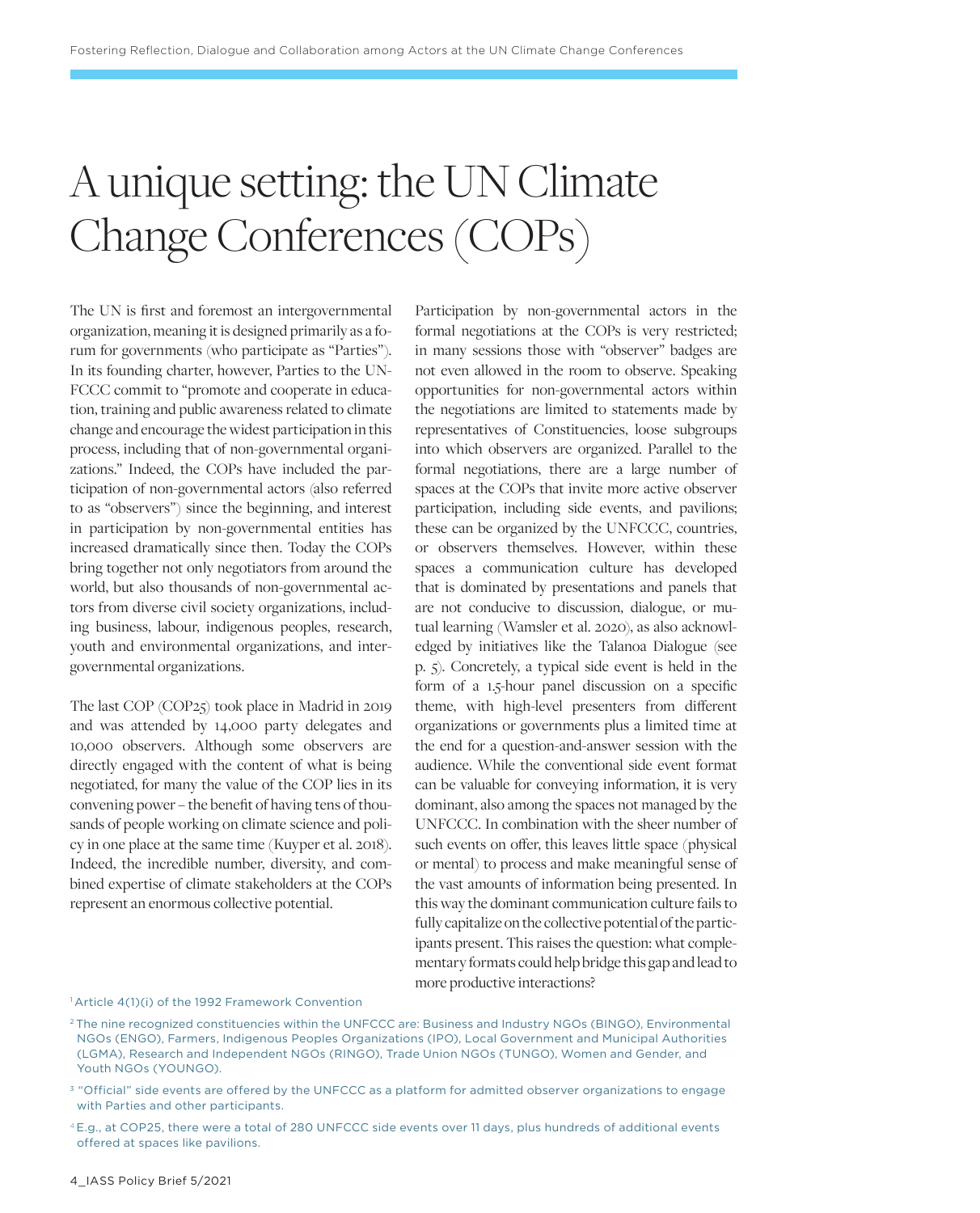# A unique setting: the UN Climate Change Conferences (COPs)

The UN is first and foremost an intergovernmental organization, meaning it is designed primarily as a forum for governments (who participate as "Parties"). In its founding charter, however, Parties to the UNFCCC commit to "promote and cooperate in education, training and public awareness related to climate change and encourage the widest participation in this process, including that of non-governmental organizations." Indeed, the COPs have included the participation of non-governmental actors (also referred to as "observers") since the beginning, and interest in participation by non-governmental entities has increased dramatically since then. Today the COPs bring together not only negotiators from around the world, but also thousands of non-governmental actors from diverse civil society organizations, including business, labour, indigenous peoples, research, youth and environmental organizations, and intergovernmental organizations.

The last COP (COP25) took place in Madrid in 2019 and was attended by 14,000 party delegates and 10,000 observers. Although some observers are directly engaged with the content of what is being negotiated, for many the value of the COP lies in its convening power – the benefit of having tens of thousands of people working on climate science and policy in one place at the same time (Kuyper et al. 2018). Indeed, the incredible number, diversity, and combined expertise of climate stakeholders at the COPs represent an enormous collective potential.

Participation by non-governmental actors in the formal negotiations at the COPs is very restricted; in many sessions those with "observer" badges are not even allowed in the room to observe. Speaking opportunities for non-governmental actors within the negotiations are limited to statements made by representatives of Constituencies, loose subgroups into which observers are organized. Parallel to the formal negotiations, there are a large number of spaces at the COPs that invite more active observer participation, including side events, and pavilions; these can be organized by the UNFCCC, countries, or observers themselves. However, within these spaces a communication culture has developed that is dominated by presentations and panels that are not conducive to discussion, dialogue, or mutual learning (Wamsler et al. 2020), as also acknowledged by initiatives like the Talanoa Dialogue (see p. 5). Concretely, a typical side event is held in the form of a 1.5-hour panel discussion on a specific theme, with high-level presenters from different organizations or governments plus a limited time at the end for a question-and-answer session with the audience. While the conventional side event format can be valuable for conveying information, it is very dominant, also among the spaces not managed by the UNFCCC. In combination with the sheer number of such events on offer, this leaves little space (physical or mental) to process and make meaningful sense of the vast amounts of information being presented. In this way the dominant communication culture fails to fully capitalize on the collective potential of the participants present. This raises the question: what complementary formats could help bridge this gap and lead to more productive interactions?

[1] Article 4(1)(i) of the 1992 Framework Convention

[2] The nine recognized constituencies within the UNFCCC are: Business and Industry NGOs (BINGO), Environmental NGOs (ENGO), Farmers, Indigenous Peoples Organizations (IPO), Local Government and Municipal Authorities (LGMA), Research and Independent NGOs (RINGO), Trade Union NGOs (TUNGO), Women and Gender, and Youth NGOs (YOUNGO).

[3] "Official" side events are offered by the UNFCCC as a platform for admitted observer organizations to engage with Parties and other participants.

[4] E.g., at COP25, there were a total of 280 UNFCCC side events over 11 days, plus hundreds of additional events offered at spaces like pavilions.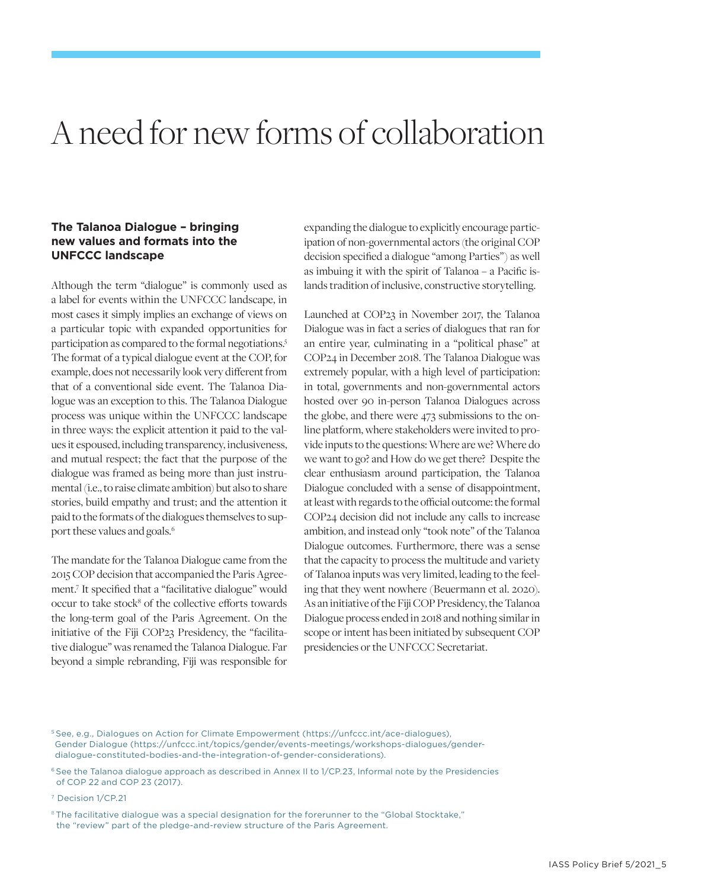# A need for new forms of collaboration

### The Talanoa Dialogue – bringing new values and formats into the UNFCCC landscape

Although the term "dialogue" is commonly used as a label for events within the UNFCCC landscape, in most cases it simply implies an exchange of views on a particular topic with expanded opportunities for participation as compared to the formal negotiations.[5] The format of a typical dialogue event at the COP, for example, does not necessarily look very different from that of a conventional side event. The Talanoa Dialogue was an exception to this. The Talanoa Dialogue process was unique within the UNFCCC landscape in three ways: the explicit attention it paid to the values it espoused, including transparency, inclusiveness, and mutual respect; the fact that the purpose of the dialogue was framed as being more than just instrumental (i.e., to raise climate ambition) but also to share stories, build empathy and trust; and the attention it paid to the formats of the dialogues themselves to support these values and goals.[6]

The mandate for the Talanoa Dialogue came from the 2015 COP decision that accompanied the Paris Agreement.[7] It specified that a "facilitative dialogue" would occur to take stock[8] of the collective efforts towards the long-term goal of the Paris Agreement. On the initiative of the Fiji COP23 Presidency, the "facilitative dialogue" was renamed the Talanoa Dialogue. Far beyond a simple rebranding, Fiji was responsible for expanding the dialogue to explicitly encourage participation of non-governmental actors (the original COP decision specified a dialogue "among Parties") as well as imbuing it with the spirit of Talanoa – a Pacific islands tradition of inclusive, constructive storytelling.

Launched at COP23 in November 2017, the Talanoa Dialogue was in fact a series of dialogues that ran for an entire year, culminating in a "political phase" at COP24 in December 2018. The Talanoa Dialogue was extremely popular, with a high level of participation: in total, governments and non-governmental actors hosted over 90 in-person Talanoa Dialogues across the globe, and there were 473 submissions to the online platform, where stakeholders were invited to provide inputs to the questions: Where are we? Where do we want to go? and How do we get there? Despite the clear enthusiasm around participation, the Talanoa Dialogue concluded with a sense of disappointment, at least with regards to the official outcome: the formal COP24 decision did not include any calls to increase ambition, and instead only "took note" of the Talanoa Dialogue outcomes. Furthermore, there was a sense that the capacity to process the multitude and variety of Talanoa inputs was very limited, leading to the feeling that they went nowhere (Beuermann et al. 2020). As an initiative of the Fiji COP Presidency, the Talanoa Dialogue process ended in 2018 and nothing similar in scope or intent has been initiated by subsequent COP presidencies or the UNFCCC Secretariat.

[5] See, e.g., Dialogues on Action for Climate Empowerment (https://unfccc.int/ace-dialogues), Gender Dialogue (https://unfccc.int/topics/gender/events-meetings/workshops-dialogues/gender-dialogue-constituted-bodies-and-the-integration-of-gender-considerations).

[6] See the Talanoa dialogue approach as described in Annex II to 1/CP.23, Informal note by the Presidencies of COP 22 and COP 23 (2017).

[7] Decision 1/CP.21

[8] The facilitative dialogue was a special designation for the forerunner to the "Global Stocktake," the "review" part of the pledge-and-review structure of the Paris Agreement.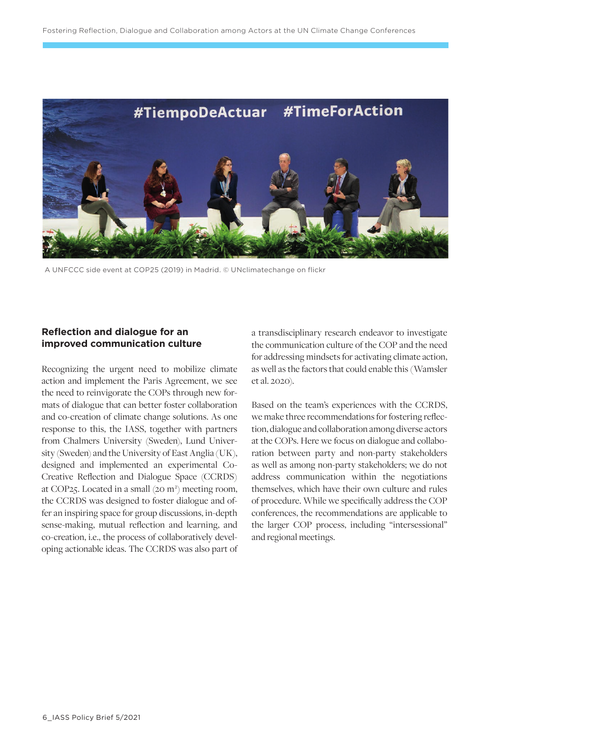A UNFCCC side event at COP25 (2019) in Madrid. © UNclimatechange on flickr

### Reflection and dialogue for an improved communication culture

Recognizing the urgent need to mobilize climate action and implement the Paris Agreement, we see the need to reinvigorate the COPs through new formats of dialogue that can better foster collaboration and co-creation of climate change solutions. As one response to this, the IASS, together with partners from Chalmers University (Sweden), Lund University (Sweden) and the University of East Anglia (UK), designed and implemented an experimental Co-Creative Reflection and Dialogue Space (CCRDS) at COP25. Located in a small (20 m²) meeting room, the CCRDS was designed to foster dialogue and offer an inspiring space for group discussions, in-depth sense-making, mutual reflection and learning, and co-creation, i.e., the process of collaboratively developing actionable ideas. The CCRDS was also part of a transdisciplinary research endeavor to investigate the communication culture of the COP and the need for addressing mindsets for activating climate action, as well as the factors that could enable this (Wamsler et al. 2020).

Based on the team's experiences with the CCRDS, we make three recommendations for fostering reflection, dialogue and collaboration among diverse actors at the COPs. Here we focus on dialogue and collaboration between party and non-party stakeholders as well as among non-party stakeholders; we do not address communication within the negotiations themselves, which have their own culture and rules of procedure. While we specifically address the COP conferences, the recommendations are applicable to the larger COP process, including "intersessional" and regional meetings.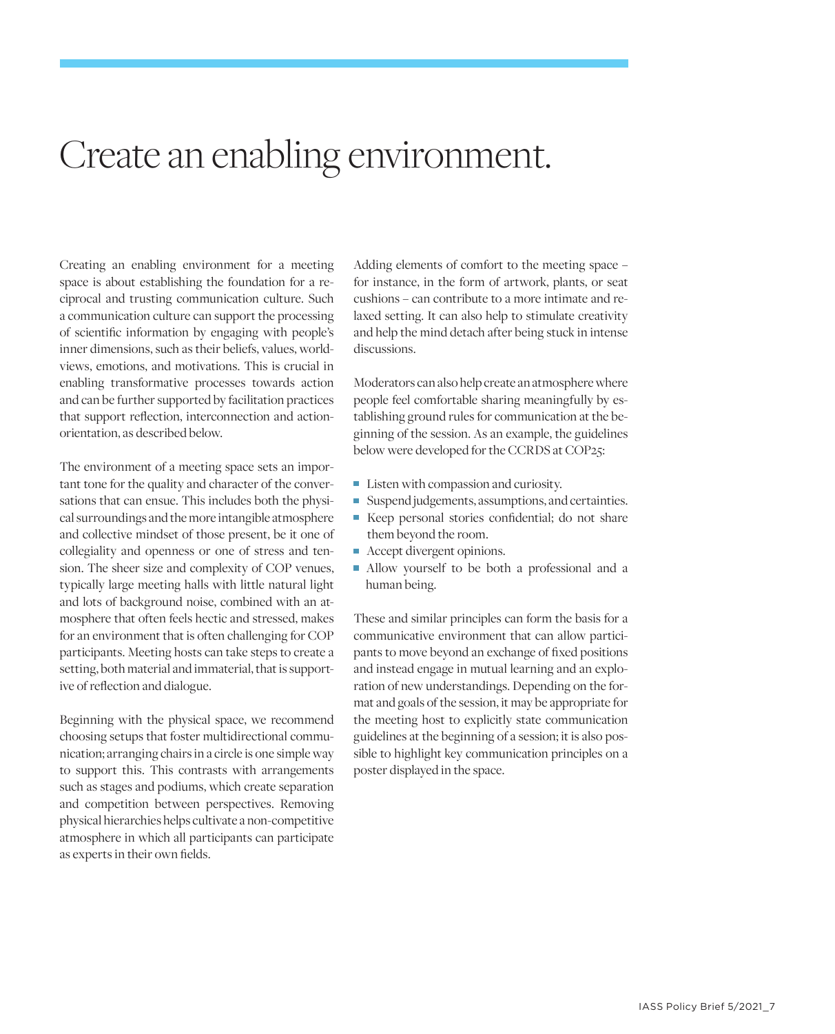# Create an enabling environment.

Creating an enabling environment for a meeting space is about establishing the foundation for a reciprocal and trusting communication culture. Such a communication culture can support the processing of scientific information by engaging with people's inner dimensions, such as their beliefs, values, worldviews, emotions, and motivations. This is crucial in enabling transformative processes towards action and can be further supported by facilitation practices that support reflection, interconnection and action-orientation, as described below.

The environment of a meeting space sets an important tone for the quality and character of the conversations that can ensue. This includes both the physical surroundings and the more intangible atmosphere and collective mindset of those present, be it one of collegiality and openness or one of stress and tension. The sheer size and complexity of COP venues, typically large meeting halls with little natural light and lots of background noise, combined with an atmosphere that often feels hectic and stressed, makes for an environment that is often challenging for COP participants. Meeting hosts can take steps to create a setting, both material and immaterial, that is supportive of reflection and dialogue.

Beginning with the physical space, we recommend choosing setups that foster multidirectional communication; arranging chairs in a circle is one simple way to support this. This contrasts with arrangements such as stages and podiums, which create separation and competition between perspectives. Removing physical hierarchies helps cultivate a non-competitive atmosphere in which all participants can participate as experts in their own fields.

Adding elements of comfort to the meeting space – for instance, in the form of artwork, plants, or seat cushions – can contribute to a more intimate and relaxed setting. It can also help to stimulate creativity and help the mind detach after being stuck in intense discussions.

Moderators can also help create an atmosphere where people feel comfortable sharing meaningfully by establishing ground rules for communication at the beginning of the session. As an example, the guidelines below were developed for the CCRDS at COP25:

- Listen with compassion and curiosity.
- Suspend judgements, assumptions, and certainties.
- Keep personal stories confidential; do not share them beyond the room.
- Accept divergent opinions.
- Allow yourself to be both a professional and a human being.

These and similar principles can form the basis for a communicative environment that can allow participants to move beyond an exchange of fixed positions and instead engage in mutual learning and an exploration of new understandings. Depending on the format and goals of the session, it may be appropriate for the meeting host to explicitly state communication guidelines at the beginning of a session; it is also possible to highlight key communication principles on a poster displayed in the space.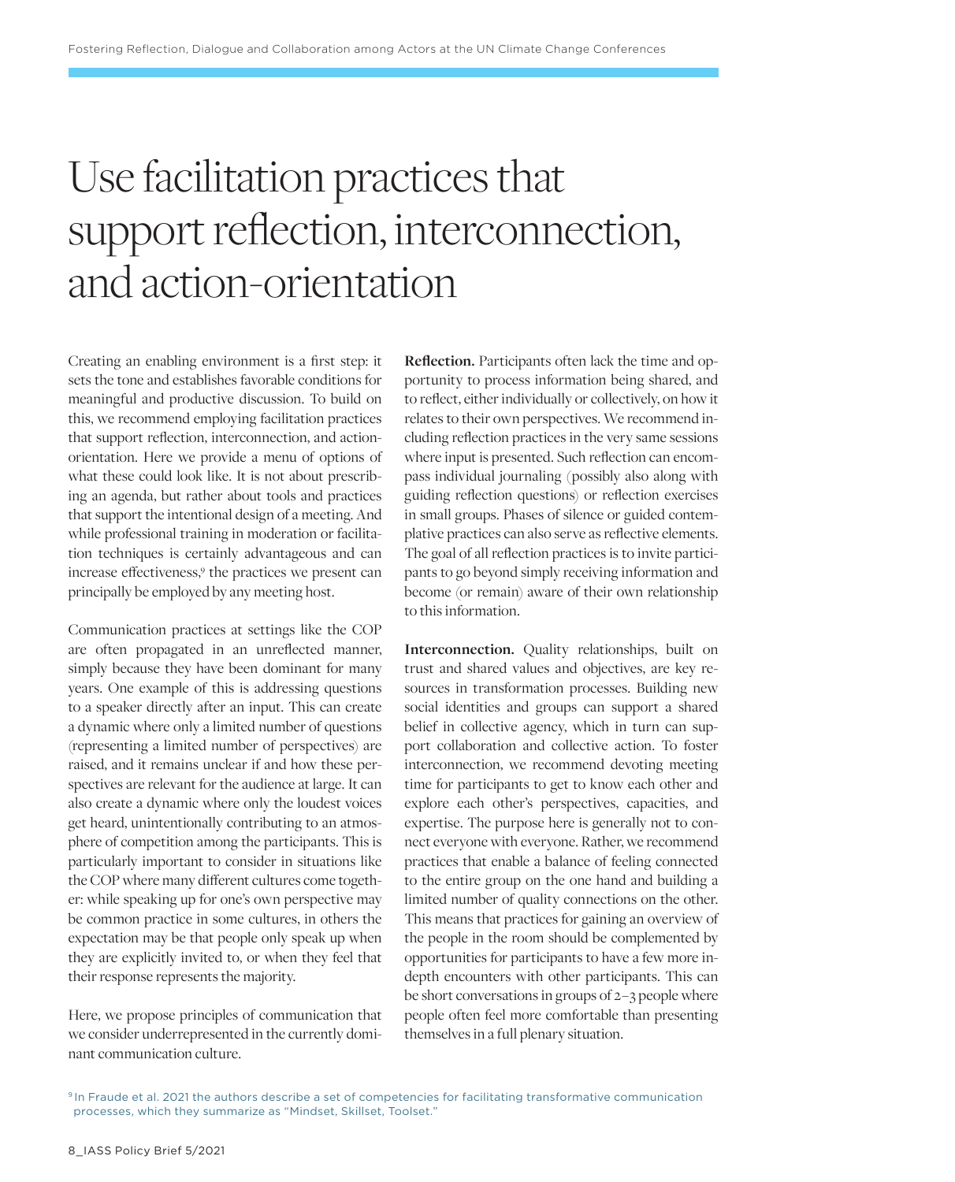# Use facilitation practices that support reflection, interconnection, and action-orientation

Creating an enabling environment is a first step: it sets the tone and establishes favorable conditions for meaningful and productive discussion. To build on this, we recommend employing facilitation practices that support reflection, interconnection, and action-orientation. Here we provide a menu of options of what these could look like. It is not about prescribing an agenda, but rather about tools and practices that support the intentional design of a meeting. And while professional training in moderation or facilitation techniques is certainly advantageous and can increase effectiveness,[9] the practices we present can principally be employed by any meeting host.

Communication practices at settings like the COP are often propagated in an unreflected manner, simply because they have been dominant for many years. One example of this is addressing questions to a speaker directly after an input. This can create a dynamic where only a limited number of questions (representing a limited number of perspectives) are raised, and it remains unclear if and how these perspectives are relevant for the audience at large. It can also create a dynamic where only the loudest voices get heard, unintentionally contributing to an atmosphere of competition among the participants. This is particularly important to consider in situations like the COP where many different cultures come together: while speaking up for one's own perspective may be common practice in some cultures, in others the expectation may be that people only speak up when they are explicitly invited to, or when they feel that their response represents the majority.

Here, we propose principles of communication that we consider underrepresented in the currently dominant communication culture.

**Reflection.** Participants often lack the time and opportunity to process information being shared, and to reflect, either individually or collectively, on how it relates to their own perspectives. We recommend including reflection practices in the very same sessions where input is presented. Such reflection can encompass individual journaling (possibly also along with guiding reflection questions) or reflection exercises in small groups. Phases of silence or guided contemplative practices can also serve as reflective elements. The goal of all reflection practices is to invite participants to go beyond simply receiving information and become (or remain) aware of their own relationship to this information.

**Interconnection.** Quality relationships, built on trust and shared values and objectives, are key resources in transformation processes. Building new social identities and groups can support a shared belief in collective agency, which in turn can support collaboration and collective action. To foster interconnection, we recommend devoting meeting time for participants to get to know each other and explore each other's perspectives, capacities, and expertise. The purpose here is generally not to connect everyone with everyone. Rather, we recommend practices that enable a balance of feeling connected to the entire group on the one hand and building a limited number of quality connections on the other. This means that practices for gaining an overview of the people in the room should be complemented by opportunities for participants to have a few more in-depth encounters with other participants. This can be short conversations in groups of 2–3 people where people often feel more comfortable than presenting themselves in a full plenary situation.

[9] In Fraude et al. 2021 the authors describe a set of competencies for facilitating transformative communication processes, which they summarize as "Mindset, Skillset, Toolset."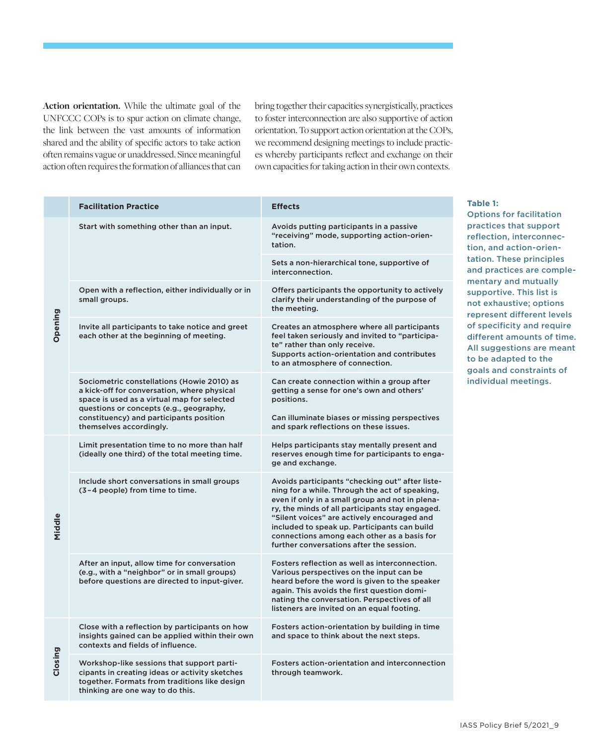**Action orientation.** While the ultimate goal of the UNFCCC COPs is to spur action on climate change, the link between the vast amounts of information shared and the ability of specific actors to take action often remains vague or unaddressed. Since meaningful action often requires the formation of alliances that can bring together their capacities synergistically, practices to foster interconnection are also supportive of action orientation. To support action orientation at the COPs, we recommend designing meetings to include practices whereby participants reflect and exchange on their own capacities for taking action in their own contexts.

| | Facilitation Practice | Effects |
|---|---|---|
| Opening | Start with something other than an input. | Avoids putting participants in a passive "receiving" mode, supporting action-orientation.<br><br>Sets a non-hierarchical tone, supportive of interconnection. |
| Opening | Open with a reflection, either individually or in small groups. | Offers participants the opportunity to actively clarify their understanding of the purpose of the meeting. |
| Opening | Invite all participants to take notice and greet each other at the beginning of meeting. | Creates an atmosphere where all participants feel taken seriously and invited to "participate" rather than only receive. Supports action-orientation and contributes to an atmosphere of connection. |
| Opening | Sociometric constellations (Howie 2010) as a kick-off for conversation, where physical space is used as a virtual map for selected questions or concepts (e.g., geography, constituency) and participants position themselves accordingly. | Can create connection within a group after getting a sense for one's own and others' positions.<br><br>Can illuminate biases or missing perspectives and spark reflections on these issues. |
| Middle | Limit presentation time to no more than half (ideally one third) of the total meeting time. | Helps participants stay mentally present and reserves enough time for participants to engage and exchange. |
| Middle | Include short conversations in small groups (3–4 people) from time to time. | Avoids participants "checking out" after listening for a while. Through the act of speaking, even if only in a small group and not in plenary, the minds of all participants stay engaged. "Silent voices" are actively encouraged and included to speak up. Participants can build connections among each other as a basis for further conversations after the session. |
| Middle | After an input, allow time for conversation (e.g., with a "neighbor" or in small groups) before questions are directed to input-giver. | Fosters reflection as well as interconnection. Various perspectives on the input can be heard before the word is given to the speaker again. This avoids the first question dominating the conversation. Perspectives of all listeners are invited on an equal footing. |
| Closing | Close with a reflection by participants on how insights gained can be applied within their own contexts and fields of influence. | Fosters action-orientation by building in time and space to think about the next steps. |
| Closing | Workshop-like sessions that support participants in creating ideas or activity sketches together. Formats from traditions like design thinking are one way to do this. | Fosters action-orientation and interconnection through teamwork. |

**Table 1:** Options for facilitation practices that support reflection, interconnection, and action-orientation. These principles and practices are complementary and mutually supportive. This list is not exhaustive; options represent different levels of specificity and require different amounts of time. All suggestions are meant to be adapted to the goals and constraints of individual meetings.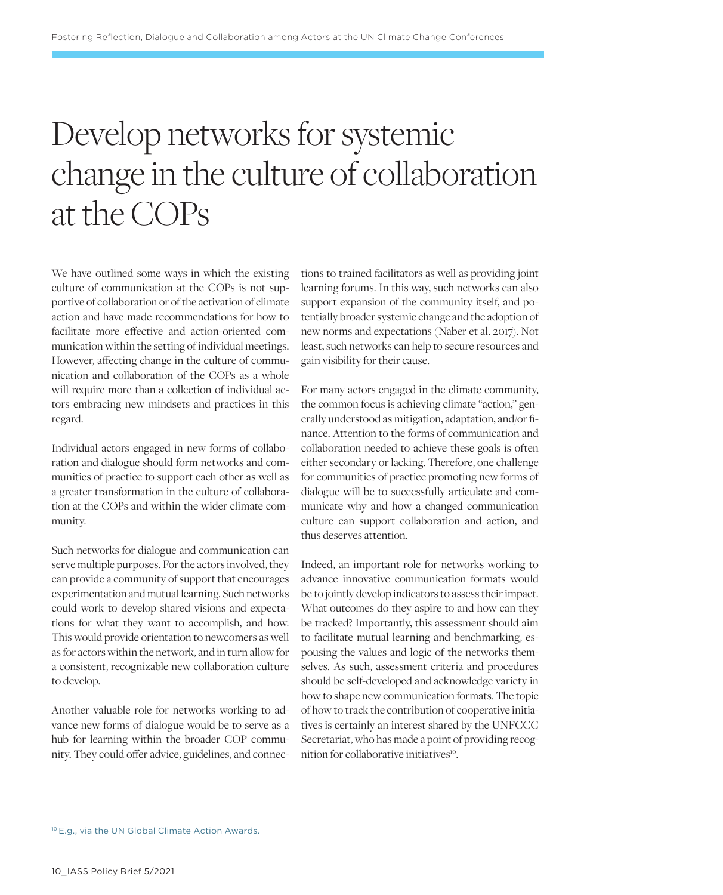# Develop networks for systemic change in the culture of collaboration at the COPs

We have outlined some ways in which the existing culture of communication at the COPs is not supportive of collaboration or of the activation of climate action and have made recommendations for how to facilitate more effective and action-oriented communication within the setting of individual meetings. However, affecting change in the culture of communication and collaboration of the COPs as a whole will require more than a collection of individual actors embracing new mindsets and practices in this regard.

Individual actors engaged in new forms of collaboration and dialogue should form networks and communities of practice to support each other as well as a greater transformation in the culture of collaboration at the COPs and within the wider climate community.

Such networks for dialogue and communication can serve multiple purposes. For the actors involved, they can provide a community of support that encourages experimentation and mutual learning. Such networks could work to develop shared visions and expectations for what they want to accomplish, and how. This would provide orientation to newcomers as well as for actors within the network, and in turn allow for a consistent, recognizable new collaboration culture to develop.

Another valuable role for networks working to advance new forms of dialogue would be to serve as a hub for learning within the broader COP community. They could offer advice, guidelines, and connections to trained facilitators as well as providing joint learning forums. In this way, such networks can also support expansion of the community itself, and potentially broader systemic change and the adoption of new norms and expectations (Naber et al. 2017). Not least, such networks can help to secure resources and gain visibility for their cause.

For many actors engaged in the climate community, the common focus is achieving climate "action," generally understood as mitigation, adaptation, and/or finance. Attention to the forms of communication and collaboration needed to achieve these goals is often either secondary or lacking. Therefore, one challenge for communities of practice promoting new forms of dialogue will be to successfully articulate and communicate why and how a changed communication culture can support collaboration and action, and thus deserves attention.

Indeed, an important role for networks working to advance innovative communication formats would be to jointly develop indicators to assess their impact. What outcomes do they aspire to and how can they be tracked? Importantly, this assessment should aim to facilitate mutual learning and benchmarking, espousing the values and logic of the networks themselves. As such, assessment criteria and procedures should be self-developed and acknowledge variety in how to shape new communication formats. The topic of how to track the contribution of cooperative initiatives is certainly an interest shared by the UNFCCC Secretariat, who has made a point of providing recognition for collaborative initiatives[10].

[10] E.g., via the UN Global Climate Action Awards.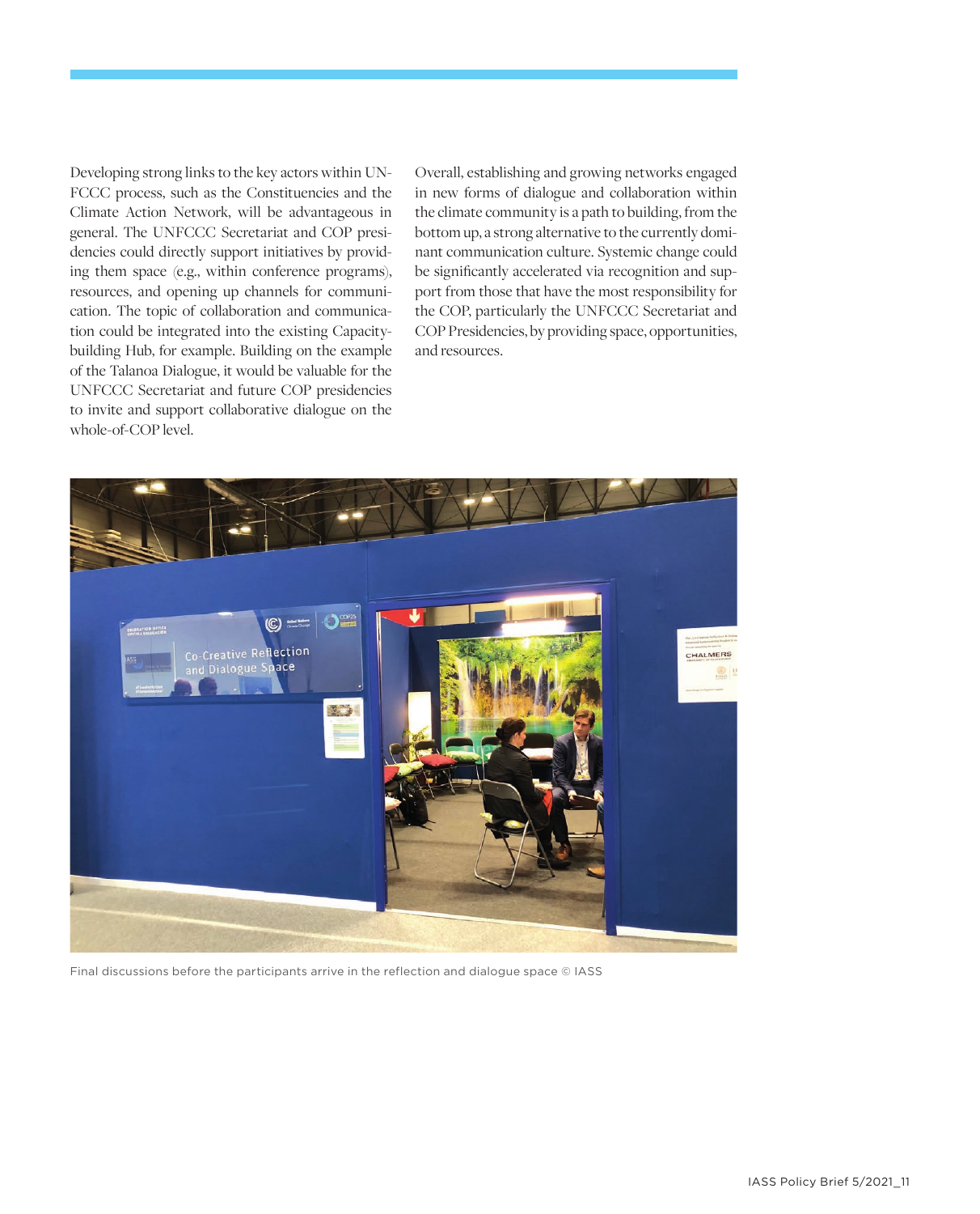Developing strong links to the key actors within UNFCCC process, such as the Constituencies and the Climate Action Network, will be advantageous in general. The UNFCCC Secretariat and COP presidencies could directly support initiatives by providing them space (e.g., within conference programs), resources, and opening up channels for communication. The topic of collaboration and communication could be integrated into the existing Capacity-building Hub, for example. Building on the example of the Talanoa Dialogue, it would be valuable for the UNFCCC Secretariat and future COP presidencies to invite and support collaborative dialogue on the whole-of-COP level.

Overall, establishing and growing networks engaged in new forms of dialogue and collaboration within the climate community is a path to building, from the bottom up, a strong alternative to the currently dominant communication culture. Systemic change could be significantly accelerated via recognition and support from those that have the most responsibility for the COP, particularly the UNFCCC Secretariat and COP Presidencies, by providing space, opportunities, and resources.

Final discussions before the participants arrive in the reflection and dialogue space © IASS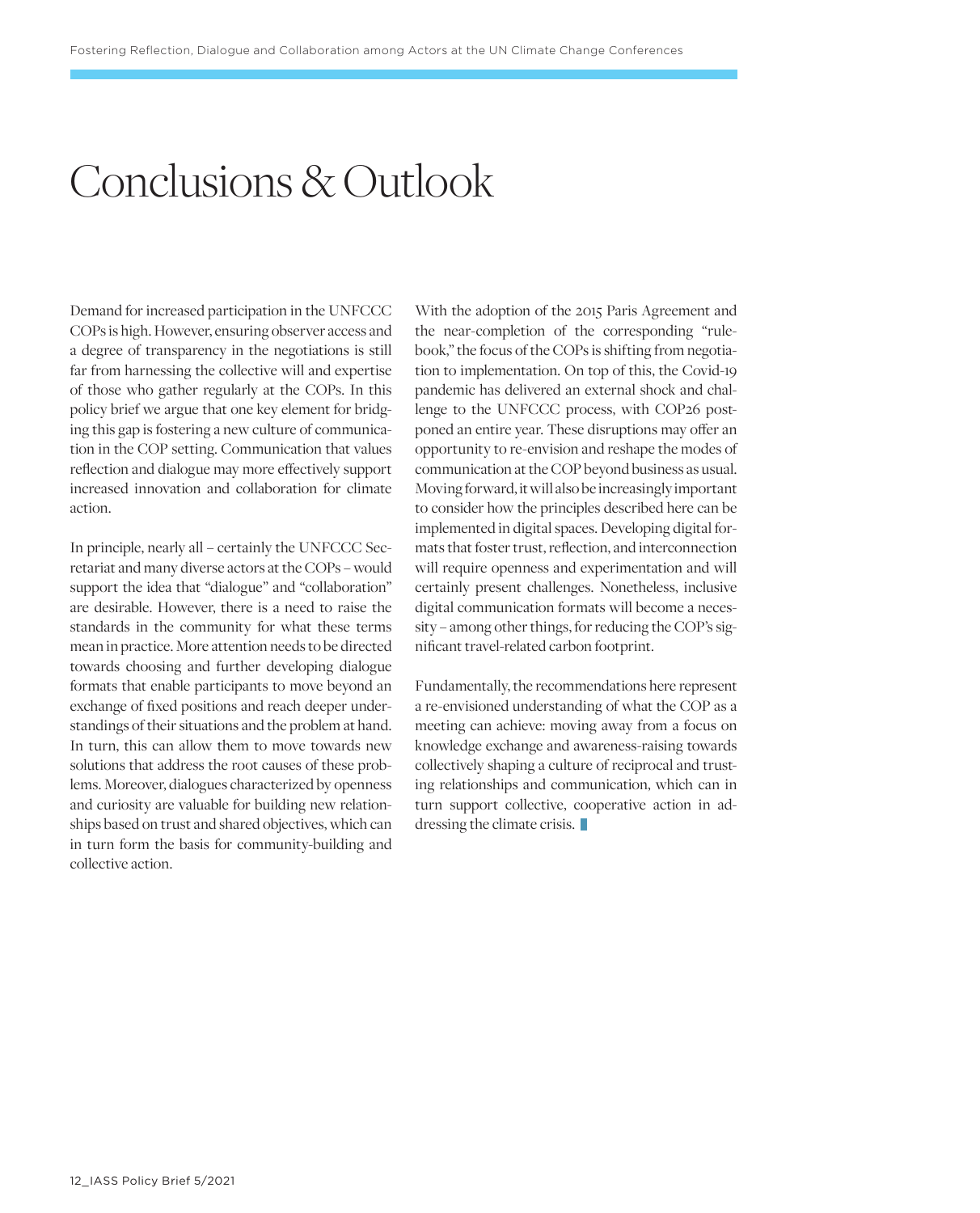# Conclusions & Outlook

Demand for increased participation in the UNFCCC COPs is high. However, ensuring observer access and a degree of transparency in the negotiations is still far from harnessing the collective will and expertise of those who gather regularly at the COPs. In this policy brief we argue that one key element for bridging this gap is fostering a new culture of communication in the COP setting. Communication that values reflection and dialogue may more effectively support increased innovation and collaboration for climate action.

In principle, nearly all – certainly the UNFCCC Secretariat and many diverse actors at the COPs – would support the idea that "dialogue" and "collaboration" are desirable. However, there is a need to raise the standards in the community for what these terms mean in practice. More attention needs to be directed towards choosing and further developing dialogue formats that enable participants to move beyond an exchange of fixed positions and reach deeper understandings of their situations and the problem at hand. In turn, this can allow them to move towards new solutions that address the root causes of these problems. Moreover, dialogues characterized by openness and curiosity are valuable for building new relationships based on trust and shared objectives, which can in turn form the basis for community-building and collective action.

With the adoption of the 2015 Paris Agreement and the near-completion of the corresponding "rulebook," the focus of the COPs is shifting from negotiation to implementation. On top of this, the Covid-19 pandemic has delivered an external shock and challenge to the UNFCCC process, with COP26 postponed an entire year. These disruptions may offer an opportunity to re-envision and reshape the modes of communication at the COP beyond business as usual. Moving forward, it will also be increasingly important to consider how the principles described here can be implemented in digital spaces. Developing digital formats that foster trust, reflection, and interconnection will require openness and experimentation and will certainly present challenges. Nonetheless, inclusive digital communication formats will become a necessity – among other things, for reducing the COP's significant travel-related carbon footprint.

Fundamentally, the recommendations here represent a re-envisioned understanding of what the COP as a meeting can achieve: moving away from a focus on knowledge exchange and awareness-raising towards collectively shaping a culture of reciprocal and trusting relationships and communication, which can in turn support collective, cooperative action in addressing the climate crisis.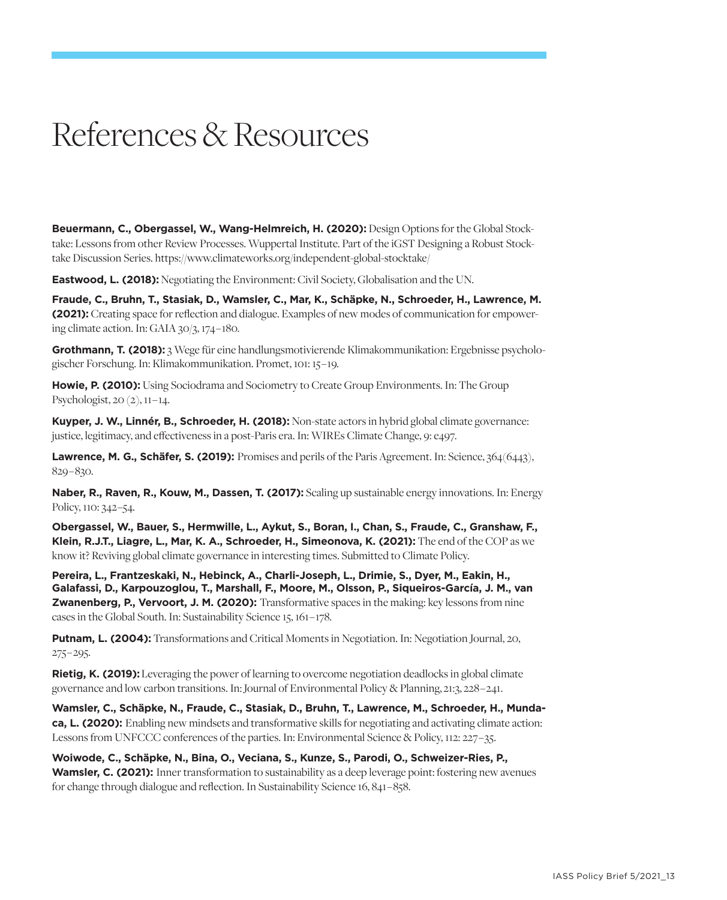# References & Resources

**Beuermann, C., Obergassel, W., Wang-Helmreich, H. (2020):** Design Options for the Global Stocktake: Lessons from other Review Processes. Wuppertal Institute. Part of the iGST Designing a Robust Stocktake Discussion Series. https://www.climateworks.org/independent-global-stocktake/

**Eastwood, L. (2018):** Negotiating the Environment: Civil Society, Globalisation and the UN.

**Fraude, C., Bruhn, T., Stasiak, D., Wamsler, C., Mar, K., Schäpke, N., Schroeder, H., Lawrence, M. (2021):** Creating space for reflection and dialogue. Examples of new modes of communication for empowering climate action. In: GAIA 30/3, 174–180.

**Grothmann, T. (2018):** 3 Wege für eine handlungsmotivierende Klimakommunikation: Ergebnisse psychologischer Forschung. In: Klimakommunikation. Promet, 101: 15–19.

**Howie, P. (2010):** Using Sociodrama and Sociometry to Create Group Environments. In: The Group Psychologist, 20 (2), 11–14.

**Kuyper, J. W., Linnér, B., Schroeder, H. (2018):** Non-state actors in hybrid global climate governance: justice, legitimacy, and effectiveness in a post-Paris era. In: WIREs Climate Change, 9: e497.

**Lawrence, M. G., Schäfer, S. (2019):** Promises and perils of the Paris Agreement. In: Science, 364(6443), 829–830.

**Naber, R., Raven, R., Kouw, M., Dassen, T. (2017):** Scaling up sustainable energy innovations. In: Energy Policy, 110: 342–54.

**Obergassel, W., Bauer, S., Hermwille, L., Aykut, S., Boran, I., Chan, S., Fraude, C., Granshaw, F., Klein, R.J.T., Liagre, L., Mar, K. A., Schroeder, H., Simeonova, K. (2021):** The end of the COP as we know it? Reviving global climate governance in interesting times. Submitted to Climate Policy.

**Pereira, L., Frantzeskaki, N., Hebinck, A., Charli-Joseph, L., Drimie, S., Dyer, M., Eakin, H., Galafassi, D., Karpouzoglou, T., Marshall, F., Moore, M., Olsson, P., Siqueiros-García, J. M., van Zwanenberg, P., Vervoort, J. M. (2020):** Transformative spaces in the making: key lessons from nine cases in the Global South. In: Sustainability Science 15, 161–178.

**Putnam, L. (2004):** Transformations and Critical Moments in Negotiation. In: Negotiation Journal, 20, 275–295.

**Rietig, K. (2019):** Leveraging the power of learning to overcome negotiation deadlocks in global climate governance and low carbon transitions. In: Journal of Environmental Policy & Planning, 21:3, 228–241.

**Wamsler, C., Schäpke, N., Fraude, C., Stasiak, D., Bruhn, T., Lawrence, M., Schroeder, H., Mundaca, L. (2020):** Enabling new mindsets and transformative skills for negotiating and activating climate action: Lessons from UNFCCC conferences of the parties. In: Environmental Science & Policy, 112: 227–35.

**Woiwode, C., Schäpke, N., Bina, O., Veciana, S., Kunze, S., Parodi, O., Schweizer-Ries, P., Wamsler, C. (2021):** Inner transformation to sustainability as a deep leverage point: fostering new avenues for change through dialogue and reflection. In Sustainability Science 16, 841–858.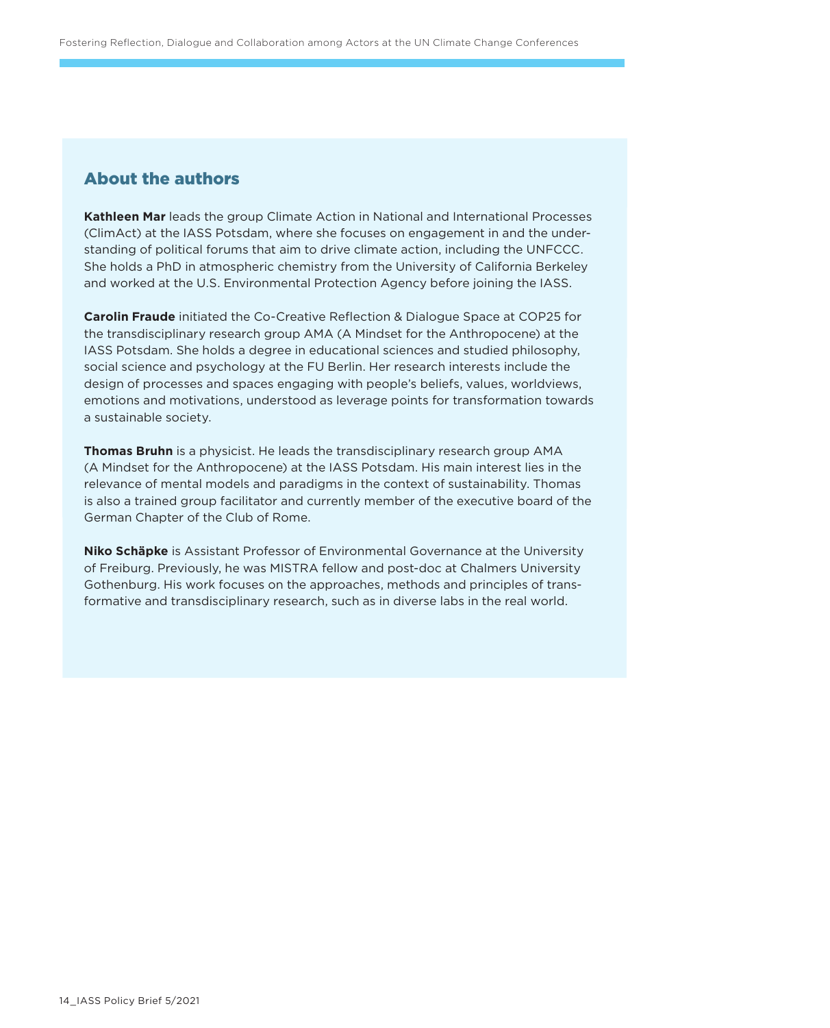## About the authors

**Kathleen Mar** leads the group Climate Action in National and International Processes (ClimAct) at the IASS Potsdam, where she focuses on engagement in and the understanding of political forums that aim to drive climate action, including the UNFCCC. She holds a PhD in atmospheric chemistry from the University of California Berkeley and worked at the U.S. Environmental Protection Agency before joining the IASS.

**Carolin Fraude** initiated the Co-Creative Reflection & Dialogue Space at COP25 for the transdisciplinary research group AMA (A Mindset for the Anthropocene) at the IASS Potsdam. She holds a degree in educational sciences and studied philosophy, social science and psychology at the FU Berlin. Her research interests include the design of processes and spaces engaging with people's beliefs, values, worldviews, emotions and motivations, understood as leverage points for transformation towards a sustainable society.

**Thomas Bruhn** is a physicist. He leads the transdisciplinary research group AMA (A Mindset for the Anthropocene) at the IASS Potsdam. His main interest lies in the relevance of mental models and paradigms in the context of sustainability. Thomas is also a trained group facilitator and currently member of the executive board of the German Chapter of the Club of Rome.

**Niko Schäpke** is Assistant Professor of Environmental Governance at the University of Freiburg. Previously, he was MISTRA fellow and post-doc at Chalmers University Gothenburg. His work focuses on the approaches, methods and principles of transformative and transdisciplinary research, such as in diverse labs in the real world.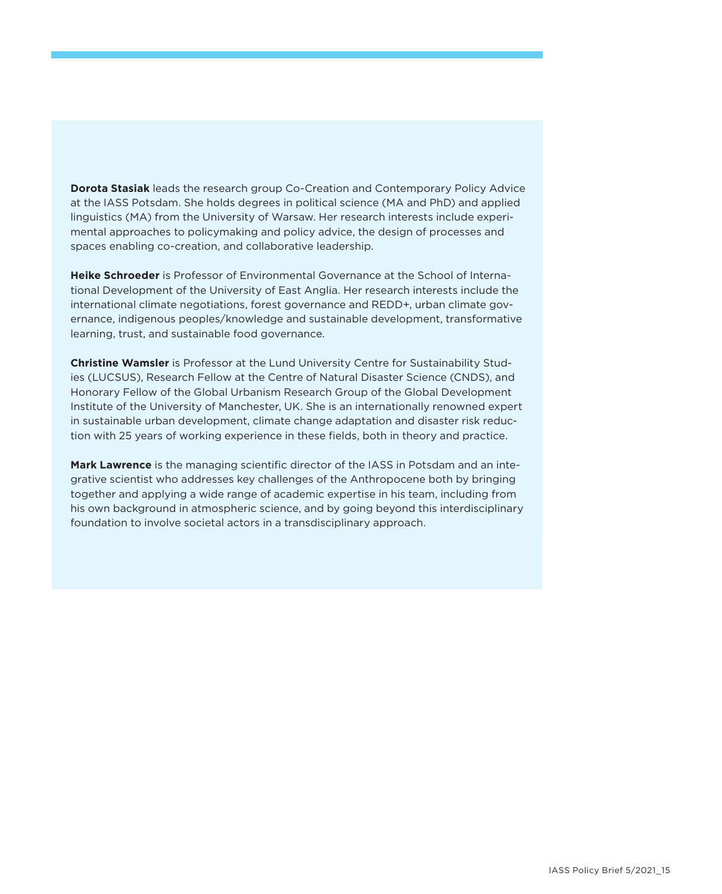**Dorota Stasiak** leads the research group Co-Creation and Contemporary Policy Advice at the IASS Potsdam. She holds degrees in political science (MA and PhD) and applied linguistics (MA) from the University of Warsaw. Her research interests include experimental approaches to policymaking and policy advice, the design of processes and spaces enabling co-creation, and collaborative leadership.

**Heike Schroeder** is Professor of Environmental Governance at the School of International Development of the University of East Anglia. Her research interests include the international climate negotiations, forest governance and REDD+, urban climate governance, indigenous peoples/knowledge and sustainable development, transformative learning, trust, and sustainable food governance.

**Christine Wamsler** is Professor at the Lund University Centre for Sustainability Studies (LUCSUS), Research Fellow at the Centre of Natural Disaster Science (CNDS), and Honorary Fellow of the Global Urbanism Research Group of the Global Development Institute of the University of Manchester, UK. She is an internationally renowned expert in sustainable urban development, climate change adaptation and disaster risk reduction with 25 years of working experience in these fields, both in theory and practice.

**Mark Lawrence** is the managing scientific director of the IASS in Potsdam and an integrative scientist who addresses key challenges of the Anthropocene both by bringing together and applying a wide range of academic expertise in his team, including from his own background in atmospheric science, and by going beyond this interdisciplinary foundation to involve societal actors in a transdisciplinary approach.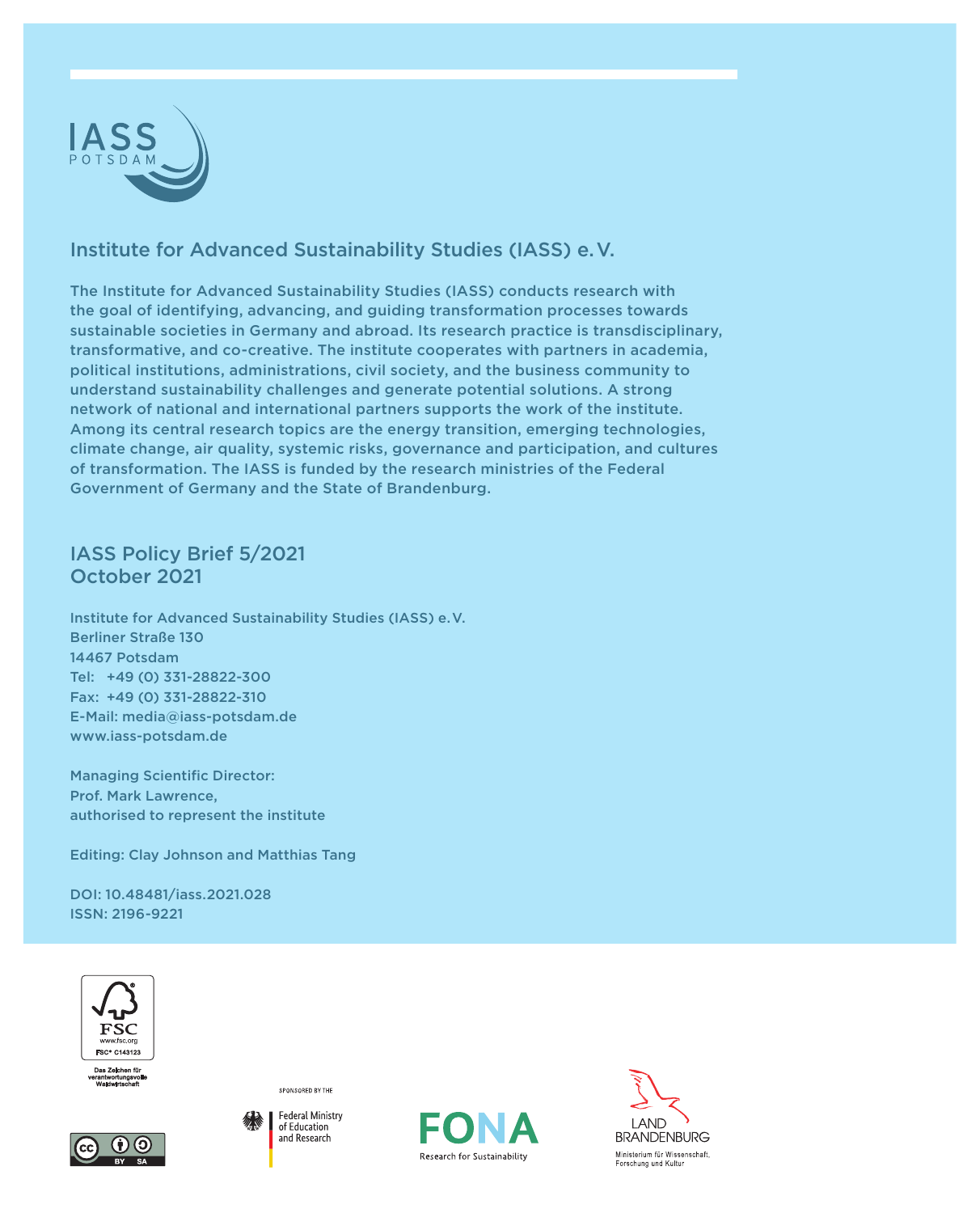## Institute for Advanced Sustainability Studies (IASS) e. V.

The Institute for Advanced Sustainability Studies (IASS) conducts research with the goal of identifying, advancing, and guiding transformation processes towards sustainable societies in Germany and abroad. Its research practice is transdisciplinary, transformative, and co-creative. The institute cooperates with partners in academia, political institutions, administrations, civil society, and the business community to understand sustainability challenges and generate potential solutions. A strong network of national and international partners supports the work of the institute. Among its central research topics are the energy transition, emerging technologies, climate change, air quality, systemic risks, governance and participation, and cultures of transformation. The IASS is funded by the research ministries of the Federal Government of Germany and the State of Brandenburg.

## IASS Policy Brief 5/2021
## October 2021

Institute for Advanced Sustainability Studies (IASS) e. V.
Berliner Straße 130
14467 Potsdam
Tel: +49 (0) 331-28822-300
Fax: +49 (0) 331-28822-310
E-Mail: media@iass-potsdam.de
www.iass-potsdam.de

Managing Scientific Director:
Prof. Mark Lawrence,
authorised to represent the institute

Editing: Clay Johnson and Matthias Tang

DOI: 10.48481/iass.2021.028
ISSN: 2196-9221

FSC
www.fsc.org
FSC® C143123
Das Zeichen für verantwortungsvolle Waldwirtschaft

SPONSORED BY THE
Federal Ministry of Education and Research

FONA
Research for Sustainability

LAND BRANDENBURG
Ministerium für Wissenschaft, Forschung und Kultur